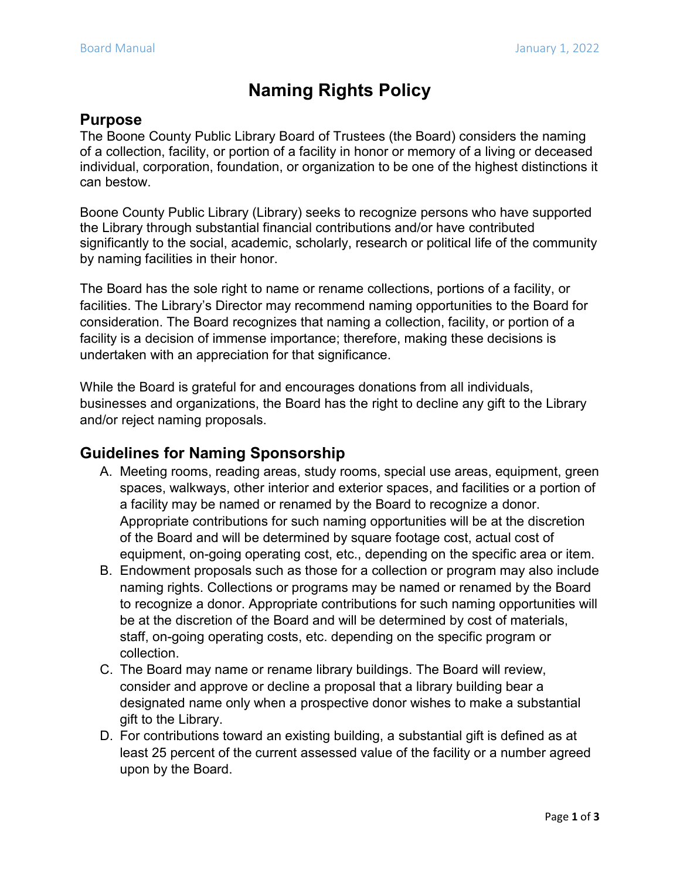# Naming Rights Policy

## Purpose

The Boone County Public Library Board of Trustees (the Board) considers the naming of a collection, facility, or portion of a facility in honor or memory of a living or deceased individual, corporation, foundation, or organization to be one of the highest distinctions it can bestow.

Boone County Public Library (Library) seeks to recognize persons who have supported the Library through substantial financial contributions and/or have contributed significantly to the social, academic, scholarly, research or political life of the community by naming facilities in their honor.

The Board has the sole right to name or rename collections, portions of a facility, or facilities. The Library's Director may recommend naming opportunities to the Board for consideration. The Board recognizes that naming a collection, facility, or portion of a facility is a decision of immense importance; therefore, making these decisions is undertaken with an appreciation for that significance.

While the Board is grateful for and encourages donations from all individuals, businesses and organizations, the Board has the right to decline any gift to the Library and/or reject naming proposals.

## Guidelines for Naming Sponsorship

A. Meeting rooms, reading areas, study rooms, special use areas, equipment, green spaces, walkways, other interior and exterior spaces, and facilities or a portion of a facility may be named or renamed by the Board to recognize a donor. Appropriate contributions for such naming opportunities will be at the discretion of the Board and will be determined by square footage cost, actual cost of equipment, on-going operating cost, etc., depending on the specific area or item.

B. Endowment proposals such as those for a collection or program may also include naming rights. Collections or programs may be named or renamed by the Board to recognize a donor. Appropriate contributions for such naming opportunities will be at the discretion of the Board and will be determined by cost of materials, staff, on-going operating costs, etc. depending on the specific program or collection.

C. The Board may name or rename library buildings. The Board will review, consider and approve or decline a proposal that a library building bear a designated name only when a prospective donor wishes to make a substantial gift to the Library.

D. For contributions toward an existing building, a substantial gift is defined as at least 25 percent of the current assessed value of the facility or a number agreed upon by the Board.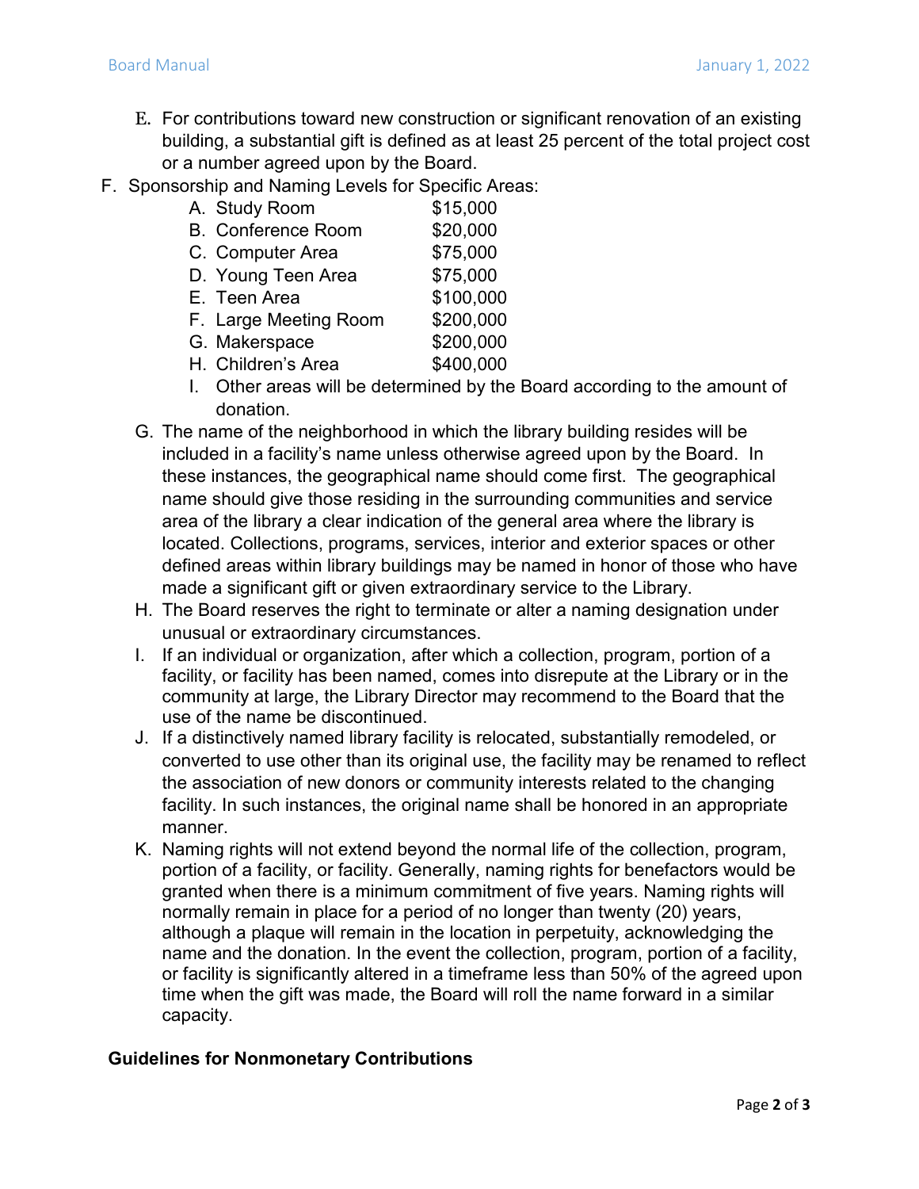E. For contributions toward new construction or significant renovation of an existing building, a substantial gift is defined as at least 25 percent of the total project cost or a number agreed upon by the Board.

F. Sponsorship and Naming Levels for Specific Areas:
   A. Study Room $15,000
   B. Conference Room $20,000
   C. Computer Area $75,000
   D. Young Teen Area $75,000
   E. Teen Area $100,000
   F. Large Meeting Room $200,000
   G. Makerspace $200,000
   H. Children's Area $400,000
   I. Other areas will be determined by the Board according to the amount of donation.

G. The name of the neighborhood in which the library building resides will be included in a facility's name unless otherwise agreed upon by the Board. In these instances, the geographical name should come first. The geographical name should give those residing in the surrounding communities and service area of the library a clear indication of the general area where the library is located. Collections, programs, services, interior and exterior spaces or other defined areas within library buildings may be named in honor of those who have made a significant gift or given extraordinary service to the Library.

H. The Board reserves the right to terminate or alter a naming designation under unusual or extraordinary circumstances.

I. If an individual or organization, after which a collection, program, portion of a facility, or facility has been named, comes into disrepute at the Library or in the community at large, the Library Director may recommend to the Board that the use of the name be discontinued.

J. If a distinctively named library facility is relocated, substantially remodeled, or converted to use other than its original use, the facility may be renamed to reflect the association of new donors or community interests related to the changing facility. In such instances, the original name shall be honored in an appropriate manner.

K. Naming rights will not extend beyond the normal life of the collection, program, portion of a facility, or facility. Generally, naming rights for benefactors would be granted when there is a minimum commitment of five years. Naming rights will normally remain in place for a period of no longer than twenty (20) years, although a plaque will remain in the location in perpetuity, acknowledging the name and the donation. In the event the collection, program, portion of a facility, or facility is significantly altered in a timeframe less than 50% of the agreed upon time when the gift was made, the Board will roll the name forward in a similar capacity.

**Guidelines for Nonmonetary Contributions**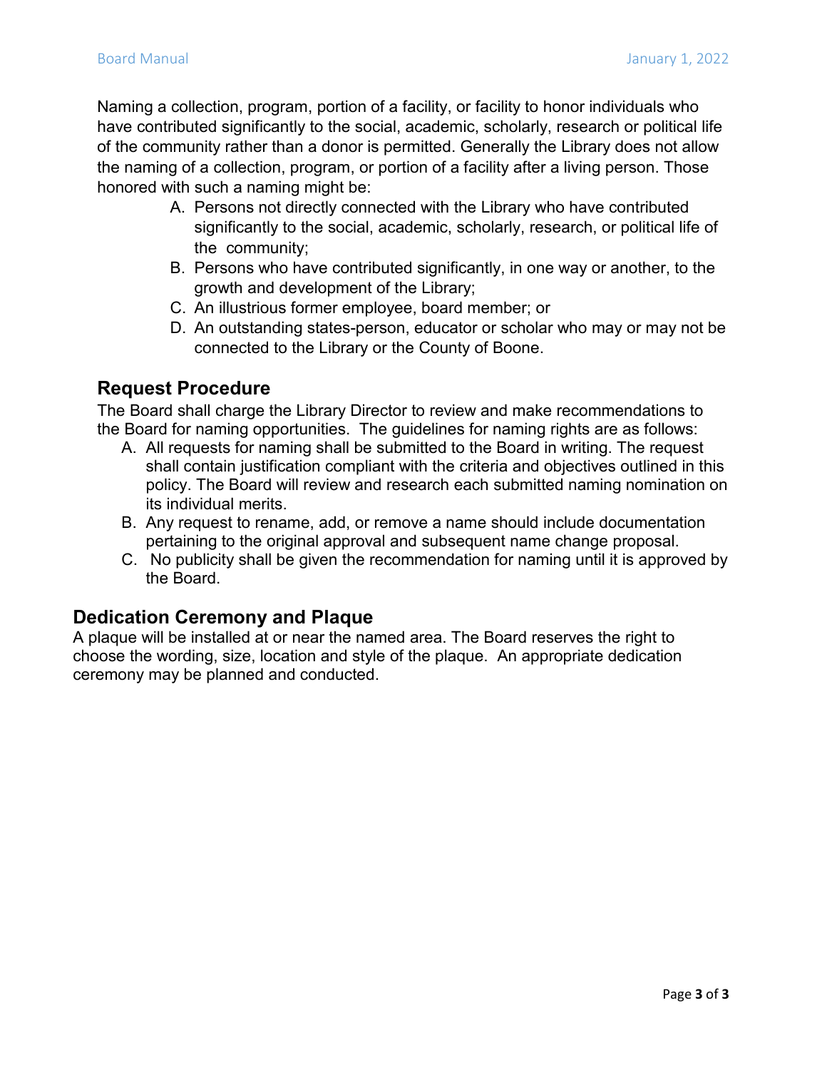Naming a collection, program, portion of a facility, or facility to honor individuals who have contributed significantly to the social, academic, scholarly, research or political life of the community rather than a donor is permitted. Generally the Library does not allow the naming of a collection, program, or portion of a facility after a living person. Those honored with such a naming might be:

A. Persons not directly connected with the Library who have contributed significantly to the social, academic, scholarly, research, or political life of the community;
B. Persons who have contributed significantly, in one way or another, to the growth and development of the Library;
C. An illustrious former employee, board member; or
D. An outstanding states-person, educator or scholar who may or may not be connected to the Library or the County of Boone.

## Request Procedure

The Board shall charge the Library Director to review and make recommendations to the Board for naming opportunities. The guidelines for naming rights are as follows:

A. All requests for naming shall be submitted to the Board in writing. The request shall contain justification compliant with the criteria and objectives outlined in this policy. The Board will review and research each submitted naming nomination on its individual merits.
B. Any request to rename, add, or remove a name should include documentation pertaining to the original approval and subsequent name change proposal.
C. No publicity shall be given the recommendation for naming until it is approved by the Board.

## Dedication Ceremony and Plaque

A plaque will be installed at or near the named area. The Board reserves the right to choose the wording, size, location and style of the plaque. An appropriate dedication ceremony may be planned and conducted.